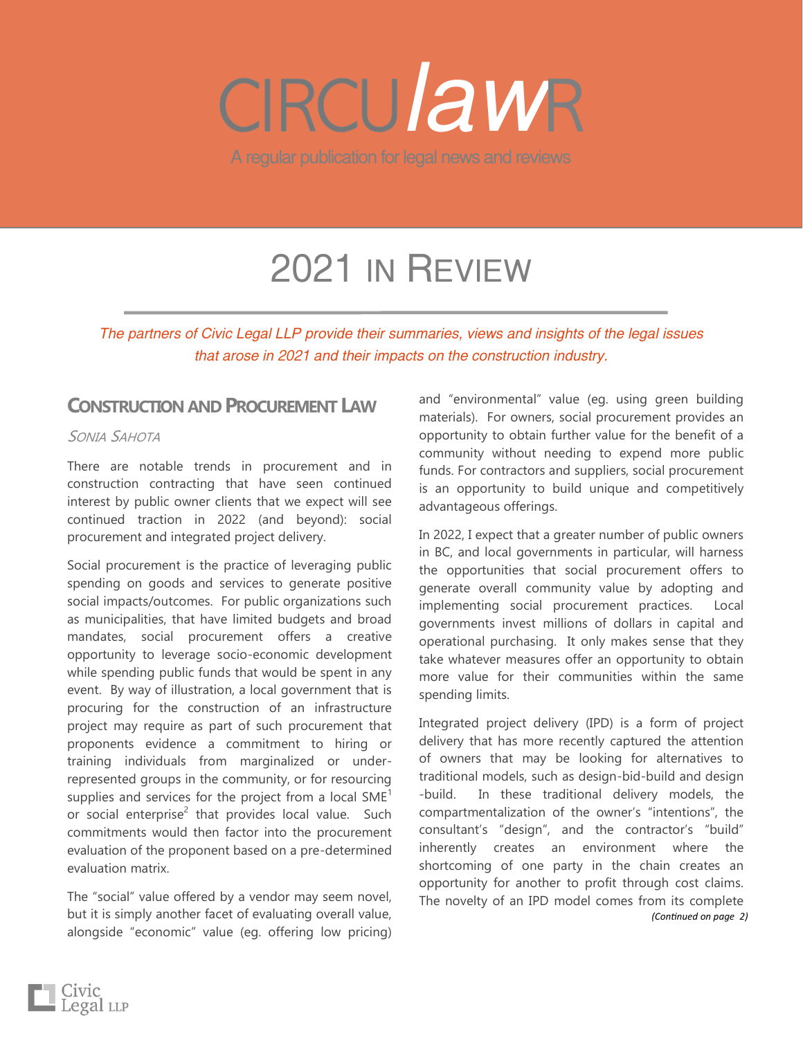# CIRCU*law*R

A regular publication for legal news and reviews

# 2021 IN REVIEW

*The partners of Civic Legal LLP provide their summaries, views and insights of the legal issues that arose in 2021 and their impacts on the construction industry.*

## CONSTRUCTION AND PROCUREMENT LAW

*SONIA SAHOTA*

There are notable trends in procurement and in construction contracting that have seen continued interest by public owner clients that we expect will see continued traction in 2022 (and beyond): social procurement and integrated project delivery.

Social procurement is the practice of leveraging public spending on goods and services to generate positive social impacts/outcomes. For public organizations such as municipalities, that have limited budgets and broad mandates, social procurement offers a creative opportunity to leverage socio-economic development while spending public funds that would be spent in any event. By way of illustration, a local government that is procuring for the construction of an infrastructure project may require as part of such procurement that proponents evidence a commitment to hiring or training individuals from marginalized or under-represented groups in the community, or for resourcing supplies and services for the project from a local SME[1] or social enterprise[2] that provides local value. Such commitments would then factor into the procurement evaluation of the proponent based on a pre-determined evaluation matrix.

The "social" value offered by a vendor may seem novel, but it is simply another facet of evaluating overall value, alongside "economic" value (eg. offering low pricing) and "environmental" value (eg. using green building materials). For owners, social procurement provides an opportunity to obtain further value for the benefit of a community without needing to expend more public funds. For contractors and suppliers, social procurement is an opportunity to build unique and competitively advantageous offerings.

In 2022, I expect that a greater number of public owners in BC, and local governments in particular, will harness the opportunities that social procurement offers to generate overall community value by adopting and implementing social procurement practices. Local governments invest millions of dollars in capital and operational purchasing. It only makes sense that they take whatever measures offer an opportunity to obtain more value for their communities within the same spending limits.

Integrated project delivery (IPD) is a form of project delivery that has more recently captured the attention of owners that may be looking for alternatives to traditional models, such as design-bid-build and design-build. In these traditional delivery models, the compartmentalization of the owner's "intentions", the consultant's "design", and the contractor's "build" inherently creates an environment where the shortcoming of one party in the chain creates an opportunity for another to profit through cost claims. The novelty of an IPD model comes from its complete

*(Continued on page 2)*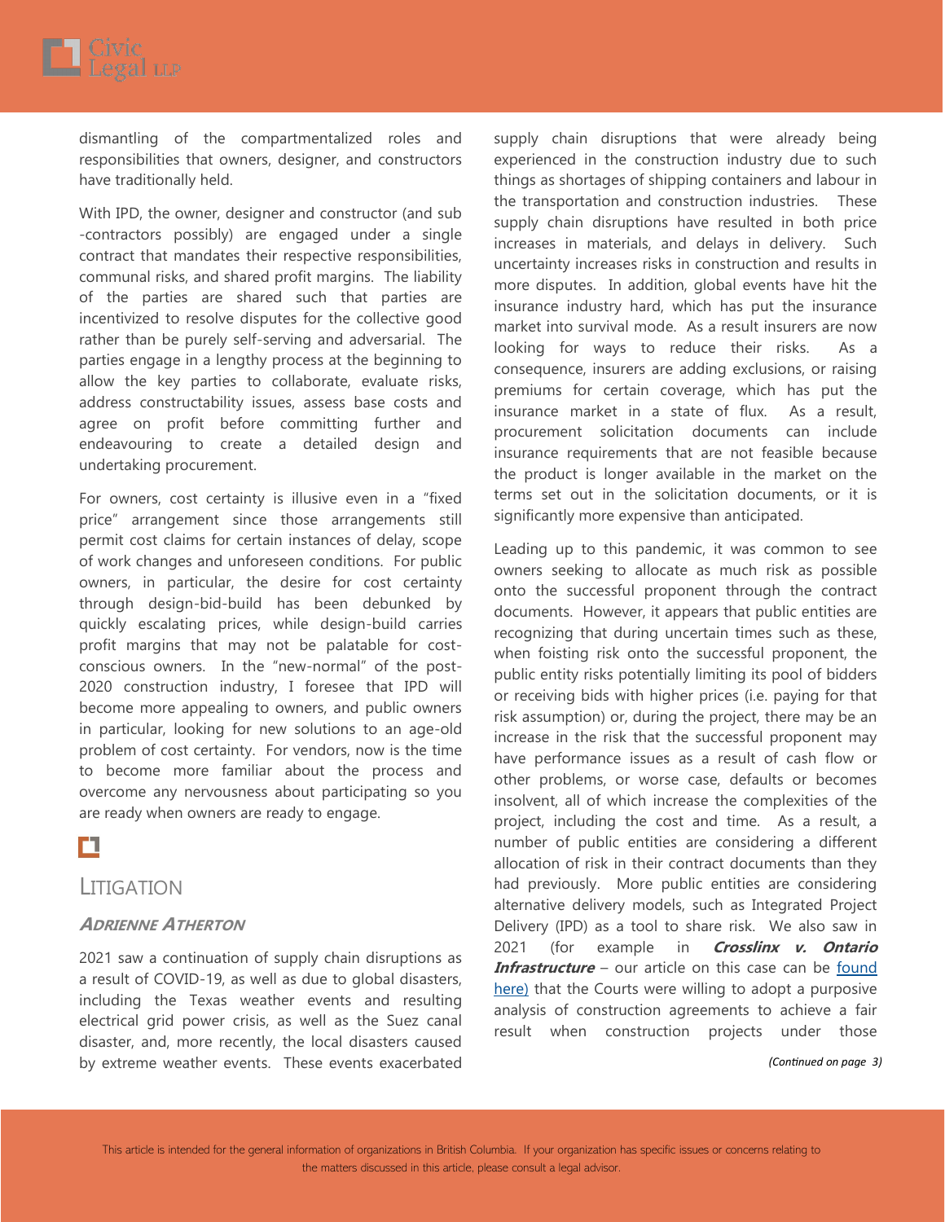dismantling of the compartmentalized roles and responsibilities that owners, designer, and constructors have traditionally held.

With IPD, the owner, designer and constructor (and sub -contractors possibly) are engaged under a single contract that mandates their respective responsibilities, communal risks, and shared profit margins. The liability of the parties are shared such that parties are incentivized to resolve disputes for the collective good rather than be purely self-serving and adversarial. The parties engage in a lengthy process at the beginning to allow the key parties to collaborate, evaluate risks, address constructability issues, assess base costs and agree on profit before committing further and endeavouring to create a detailed design and undertaking procurement.

For owners, cost certainty is illusive even in a "fixed price" arrangement since those arrangements still permit cost claims for certain instances of delay, scope of work changes and unforeseen conditions. For public owners, in particular, the desire for cost certainty through design-bid-build has been debunked by quickly escalating prices, while design-build carries profit margins that may not be palatable for cost-conscious owners. In the "new-normal" of the post-2020 construction industry, I foresee that IPD will become more appealing to owners, and public owners in particular, looking for new solutions to an age-old problem of cost certainty. For vendors, now is the time to become more familiar about the process and overcome any nervousness about participating so you are ready when owners are ready to engage.

## LITIGATION

### *ADRIENNE ATHERTON*

2021 saw a continuation of supply chain disruptions as a result of COVID-19, as well as due to global disasters, including the Texas weather events and resulting electrical grid power crisis, as well as the Suez canal disaster, and, more recently, the local disasters caused by extreme weather events. These events exacerbated supply chain disruptions that were already being experienced in the construction industry due to such things as shortages of shipping containers and labour in the transportation and construction industries. These supply chain disruptions have resulted in both price increases in materials, and delays in delivery. Such uncertainty increases risks in construction and results in more disputes. In addition, global events have hit the insurance industry hard, which has put the insurance market into survival mode. As a result insurers are now looking for ways to reduce their risks. As a consequence, insurers are adding exclusions, or raising premiums for certain coverage, which has put the insurance market in a state of flux. As a result, procurement solicitation documents can include insurance requirements that are not feasible because the product is longer available in the market on the terms set out in the solicitation documents, or it is significantly more expensive than anticipated.

Leading up to this pandemic, it was common to see owners seeking to allocate as much risk as possible onto the successful proponent through the contract documents. However, it appears that public entities are recognizing that during uncertain times such as these, when foisting risk onto the successful proponent, the public entity risks potentially limiting its pool of bidders or receiving bids with higher prices (i.e. paying for that risk assumption) or, during the project, there may be an increase in the risk that the successful proponent may have performance issues as a result of cash flow or other problems, or worse case, defaults or becomes insolvent, all of which increase the complexities of the project, including the cost and time. As a result, a number of public entities are considering a different allocation of risk in their contract documents than they had previously. More public entities are considering alternative delivery models, such as Integrated Project Delivery (IPD) as a tool to share risk. We also saw in 2021 (for example in ***Crosslinx v. Ontario Infrastructure*** – our article on this case can be found here) that the Courts were willing to adopt a purposive analysis of construction agreements to achieve a fair result when construction projects under those

*(Continued on page 3)*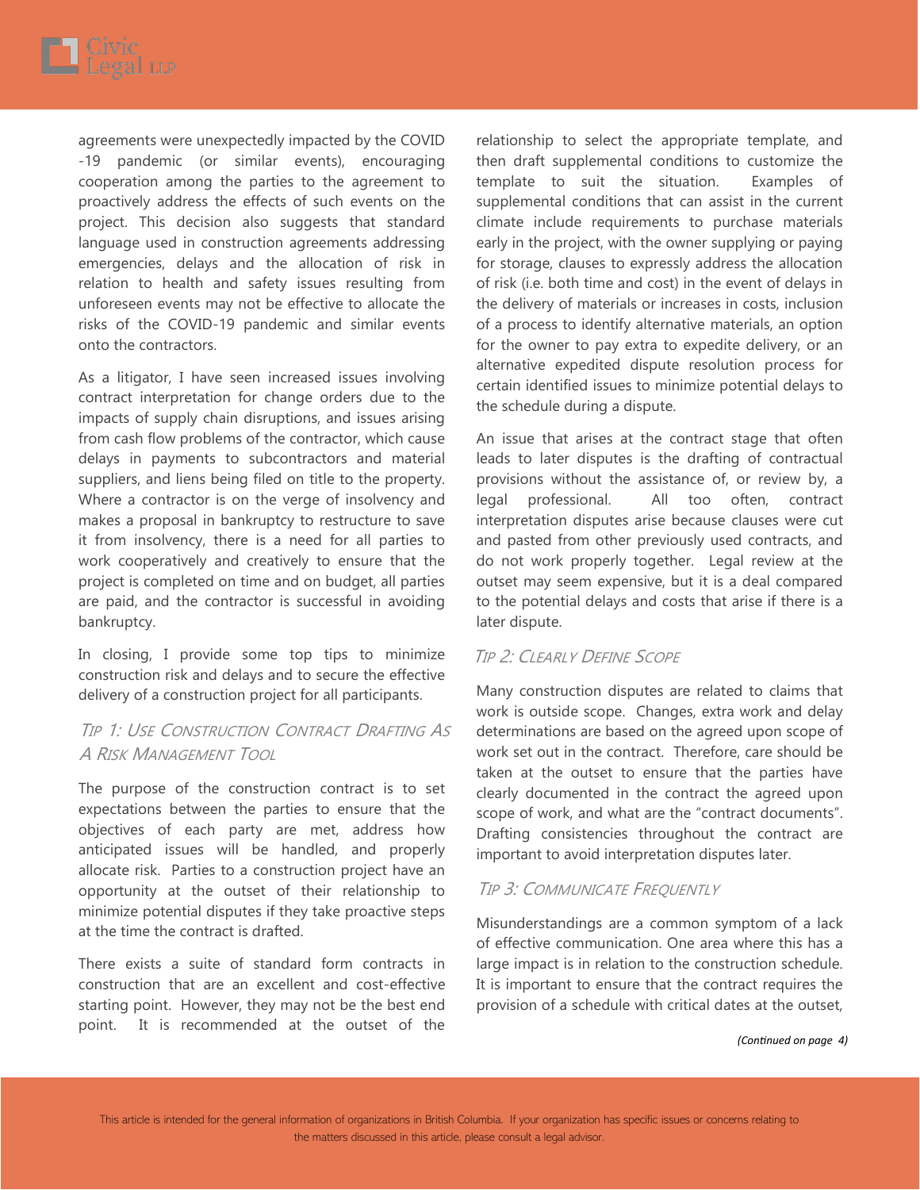agreements were unexpectedly impacted by the COVID-19 pandemic (or similar events), encouraging cooperation among the parties to the agreement to proactively address the effects of such events on the project. This decision also suggests that standard language used in construction agreements addressing emergencies, delays and the allocation of risk in relation to health and safety issues resulting from unforeseen events may not be effective to allocate the risks of the COVID-19 pandemic and similar events onto the contractors.

As a litigator, I have seen increased issues involving contract interpretation for change orders due to the impacts of supply chain disruptions, and issues arising from cash flow problems of the contractor, which cause delays in payments to subcontractors and material suppliers, and liens being filed on title to the property. Where a contractor is on the verge of insolvency and makes a proposal in bankruptcy to restructure to save it from insolvency, there is a need for all parties to work cooperatively and creatively to ensure that the project is completed on time and on budget, all parties are paid, and the contractor is successful in avoiding bankruptcy.

In closing, I provide some top tips to minimize construction risk and delays and to secure the effective delivery of a construction project for all participants.

### *Tip 1: Use Construction Contract Drafting As A Risk Management Tool*

The purpose of the construction contract is to set expectations between the parties to ensure that the objectives of each party are met, address how anticipated issues will be handled, and properly allocate risk. Parties to a construction project have an opportunity at the outset of their relationship to minimize potential disputes if they take proactive steps at the time the contract is drafted.

There exists a suite of standard form contracts in construction that are an excellent and cost-effective starting point. However, they may not be the best end point. It is recommended at the outset of the relationship to select the appropriate template, and then draft supplemental conditions to customize the template to suit the situation. Examples of supplemental conditions that can assist in the current climate include requirements to purchase materials early in the project, with the owner supplying or paying for storage, clauses to expressly address the allocation of risk (i.e. both time and cost) in the event of delays in the delivery of materials or increases in costs, inclusion of a process to identify alternative materials, an option for the owner to pay extra to expedite delivery, or an alternative expedited dispute resolution process for certain identified issues to minimize potential delays to the schedule during a dispute.

An issue that arises at the contract stage that often leads to later disputes is the drafting of contractual provisions without the assistance of, or review by, a legal professional. All too often, contract interpretation disputes arise because clauses were cut and pasted from other previously used contracts, and do not work properly together. Legal review at the outset may seem expensive, but it is a deal compared to the potential delays and costs that arise if there is a later dispute.

### *Tip 2: Clearly Define Scope*

Many construction disputes are related to claims that work is outside scope. Changes, extra work and delay determinations are based on the agreed upon scope of work set out in the contract. Therefore, care should be taken at the outset to ensure that the parties have clearly documented in the contract the agreed upon scope of work, and what are the "contract documents". Drafting consistencies throughout the contract are important to avoid interpretation disputes later.

### *Tip 3: Communicate Frequently*

Misunderstandings are a common symptom of a lack of effective communication. One area where this has a large impact is in relation to the construction schedule. It is important to ensure that the contract requires the provision of a schedule with critical dates at the outset,

*(Continued on page 4)*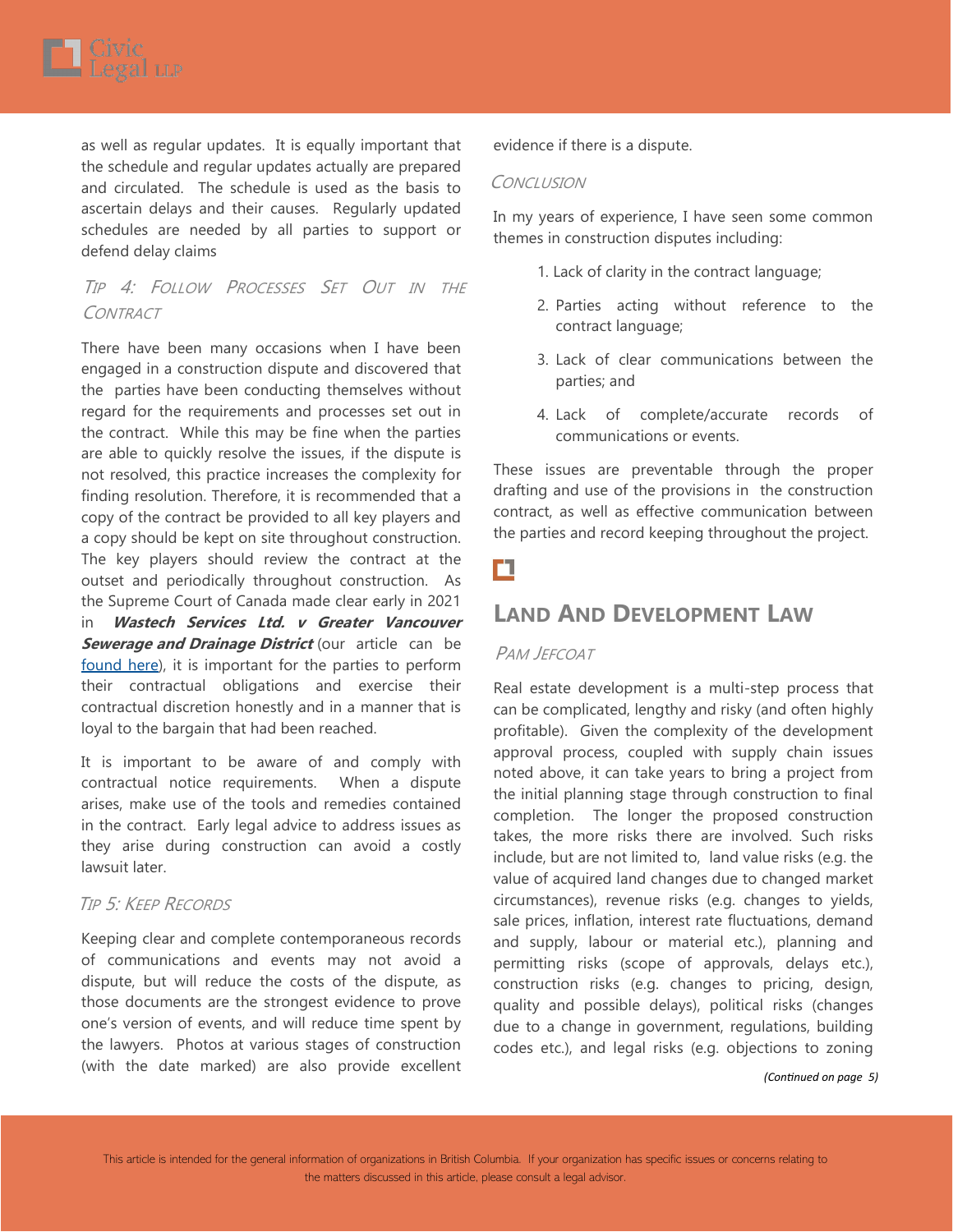as well as regular updates. It is equally important that the schedule and regular updates actually are prepared and circulated. The schedule is used as the basis to ascertain delays and their causes. Regularly updated schedules are needed by all parties to support or defend delay claims

### *Tip 4: Follow Processes Set Out in the Contract*

There have been many occasions when I have been engaged in a construction dispute and discovered that the parties have been conducting themselves without regard for the requirements and processes set out in the contract. While this may be fine when the parties are able to quickly resolve the issues, if the dispute is not resolved, this practice increases the complexity for finding resolution. Therefore, it is recommended that a copy of the contract be provided to all key players and a copy should be kept on site throughout construction. The key players should review the contract at the outset and periodically throughout construction. As the Supreme Court of Canada made clear early in 2021 in ***Wastech Services Ltd. v Greater Vancouver Sewerage and Drainage District*** (our article can be found here), it is important for the parties to perform their contractual obligations and exercise their contractual discretion honestly and in a manner that is loyal to the bargain that had been reached.

It is important to be aware of and comply with contractual notice requirements. When a dispute arises, make use of the tools and remedies contained in the contract. Early legal advice to address issues as they arise during construction can avoid a costly lawsuit later.

### *Tip 5: Keep Records*

Keeping clear and complete contemporaneous records of communications and events may not avoid a dispute, but will reduce the costs of the dispute, as those documents are the strongest evidence to prove one's version of events, and will reduce time spent by the lawyers. Photos at various stages of construction (with the date marked) are also provide excellent evidence if there is a dispute.

### *Conclusion*

In my years of experience, I have seen some common themes in construction disputes including:

1. Lack of clarity in the contract language;
2. Parties acting without reference to the contract language;
3. Lack of clear communications between the parties; and
4. Lack of complete/accurate records of communications or events.

These issues are preventable through the proper drafting and use of the provisions in the construction contract, as well as effective communication between the parties and record keeping throughout the project.

## Land And Development Law

*Pam Jefcoat*

Real estate development is a multi-step process that can be complicated, lengthy and risky (and often highly profitable). Given the complexity of the development approval process, coupled with supply chain issues noted above, it can take years to bring a project from the initial planning stage through construction to final completion. The longer the proposed construction takes, the more risks there are involved. Such risks include, but are not limited to, land value risks (e.g. the value of acquired land changes due to changed market circumstances), revenue risks (e.g. changes to yields, sale prices, inflation, interest rate fluctuations, demand and supply, labour or material etc.), planning and permitting risks (scope of approvals, delays etc.), construction risks (e.g. changes to pricing, design, quality and possible delays), political risks (changes due to a change in government, regulations, building codes etc.), and legal risks (e.g. objections to zoning

*(Continued on page 5)*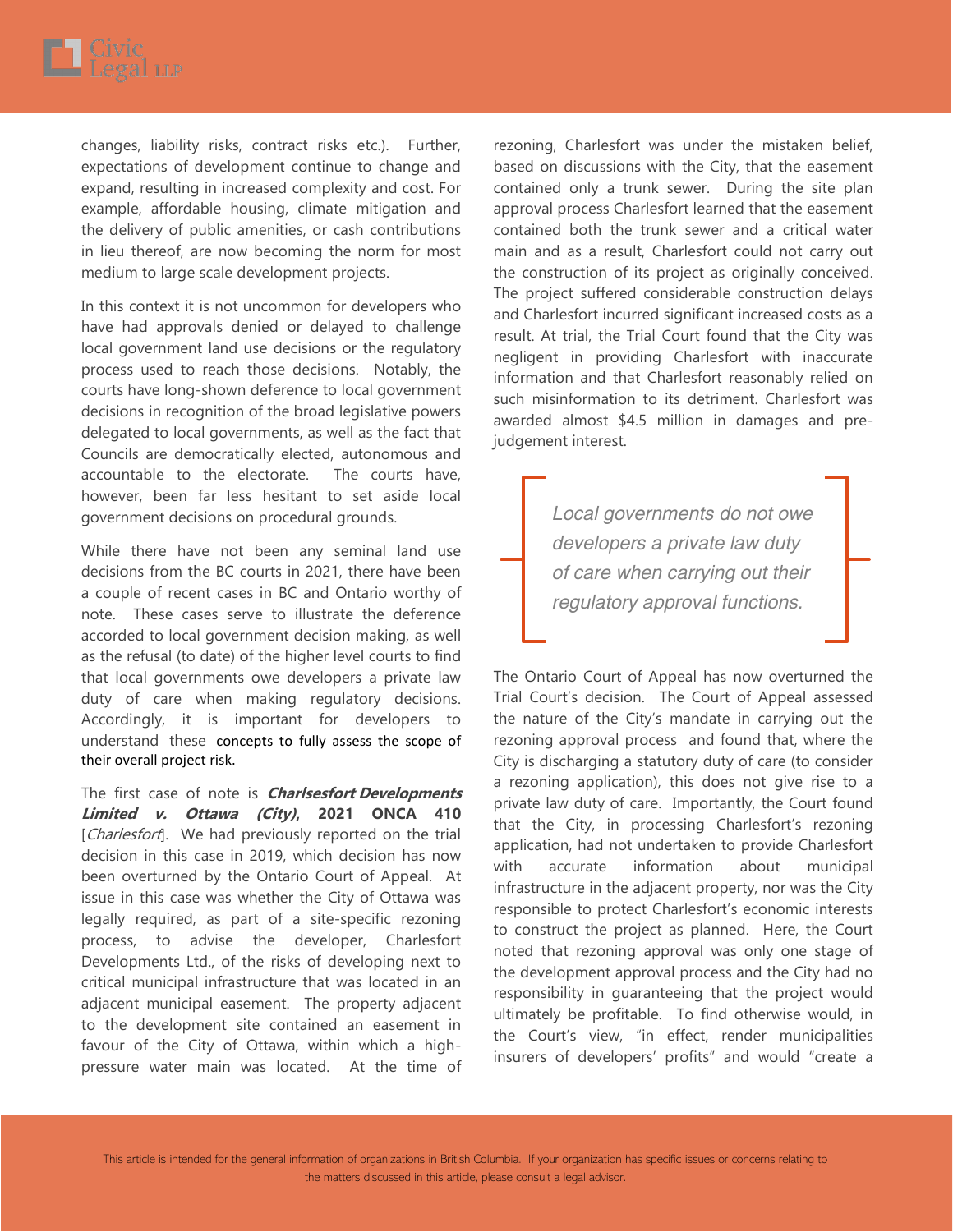changes, liability risks, contract risks etc.). Further, expectations of development continue to change and expand, resulting in increased complexity and cost. For example, affordable housing, climate mitigation and the delivery of public amenities, or cash contributions in lieu thereof, are now becoming the norm for most medium to large scale development projects.

In this context it is not uncommon for developers who have had approvals denied or delayed to challenge local government land use decisions or the regulatory process used to reach those decisions. Notably, the courts have long-shown deference to local government decisions in recognition of the broad legislative powers delegated to local governments, as well as the fact that Councils are democratically elected, autonomous and accountable to the electorate. The courts have, however, been far less hesitant to set aside local government decisions on procedural grounds.

While there have not been any seminal land use decisions from the BC courts in 2021, there have been a couple of recent cases in BC and Ontario worthy of note. These cases serve to illustrate the deference accorded to local government decision making, as well as the refusal (to date) of the higher level courts to find that local governments owe developers a private law duty of care when making regulatory decisions. Accordingly, it is important for developers to understand these concepts to fully assess the scope of their overall project risk.

The first case of note is ***Charlsesfort Developments Limited v. Ottawa (City)*, 2021 ONCA 410** [*Charlesfort*]. We had previously reported on the trial decision in this case in 2019, which decision has now been overturned by the Ontario Court of Appeal. At issue in this case was whether the City of Ottawa was legally required, as part of a site-specific rezoning process, to advise the developer, Charlesfort Developments Ltd., of the risks of developing next to critical municipal infrastructure that was located in an adjacent municipal easement. The property adjacent to the development site contained an easement in favour of the City of Ottawa, within which a high-pressure water main was located. At the time of rezoning, Charlesfort was under the mistaken belief, based on discussions with the City, that the easement contained only a trunk sewer. During the site plan approval process Charlesfort learned that the easement contained both the trunk sewer and a critical water main and as a result, Charlesfort could not carry out the construction of its project as originally conceived. The project suffered considerable construction delays and Charlesfort incurred significant increased costs as a result. At trial, the Trial Court found that the City was negligent in providing Charlesfort with inaccurate information and that Charlesfort reasonably relied on such misinformation to its detriment. Charlesfort was awarded almost $4.5 million in damages and pre-judgement interest.

> *Local governments do not owe developers a private law duty of care when carrying out their regulatory approval functions.*

The Ontario Court of Appeal has now overturned the Trial Court's decision. The Court of Appeal assessed the nature of the City's mandate in carrying out the rezoning approval process and found that, where the City is discharging a statutory duty of care (to consider a rezoning application), this does not give rise to a private law duty of care. Importantly, the Court found that the City, in processing Charlesfort's rezoning application, had not undertaken to provide Charlesfort with accurate information about municipal infrastructure in the adjacent property, nor was the City responsible to protect Charlesfort's economic interests to construct the project as planned. Here, the Court noted that rezoning approval was only one stage of the development approval process and the City had no responsibility in guaranteeing that the project would ultimately be profitable. To find otherwise would, in the Court's view, "in effect, render municipalities insurers of developers' profits" and would "create a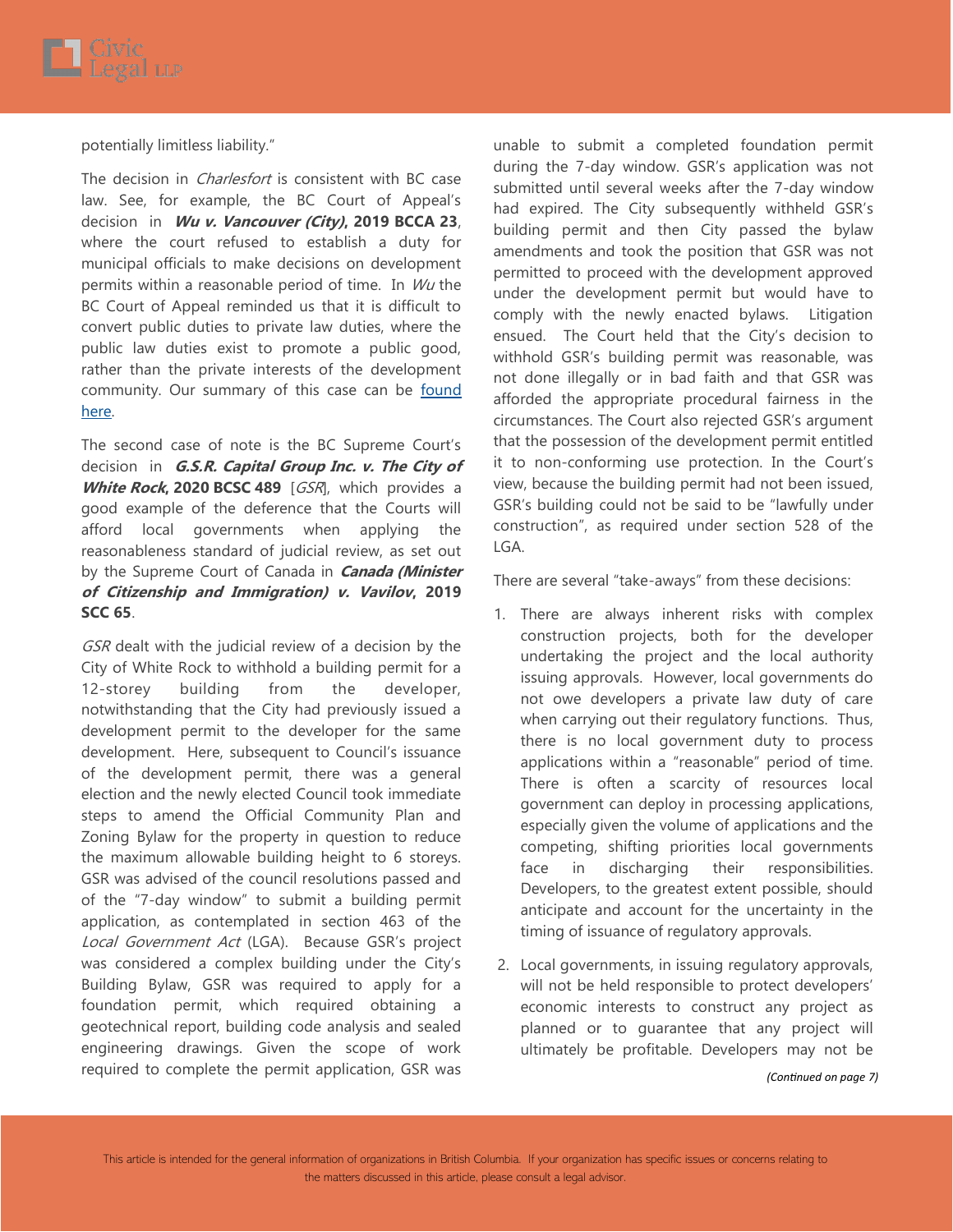potentially limitless liability."

The decision in *Charlesfort* is consistent with BC case law. See, for example, the BC Court of Appeal's decision in ***Wu v. Vancouver (City)*, 2019 BCCA 23**, where the court refused to establish a duty for municipal officials to make decisions on development permits within a reasonable period of time. In *Wu* the BC Court of Appeal reminded us that it is difficult to convert public duties to private law duties, where the public law duties exist to promote a public good, rather than the private interests of the development community. Our summary of this case can be [found here](#).

The second case of note is the BC Supreme Court's decision in ***G.S.R. Capital Group Inc. v. The City of White Rock*, 2020 BCSC 489** [*GSR*], which provides a good example of the deference that the Courts will afford local governments when applying the reasonableness standard of judicial review, as set out by the Supreme Court of Canada in ***Canada (Minister of Citizenship and Immigration) v. Vavilov*, 2019 SCC 65**.

*GSR* dealt with the judicial review of a decision by the City of White Rock to withhold a building permit for a 12-storey building from the developer, notwithstanding that the City had previously issued a development permit to the developer for the same development. Here, subsequent to Council's issuance of the development permit, there was a general election and the newly elected Council took immediate steps to amend the Official Community Plan and Zoning Bylaw for the property in question to reduce the maximum allowable building height to 6 storeys. GSR was advised of the council resolutions passed and of the "7-day window" to submit a building permit application, as contemplated in section 463 of the *Local Government Act* (LGA). Because GSR's project was considered a complex building under the City's Building Bylaw, GSR was required to apply for a foundation permit, which required obtaining a geotechnical report, building code analysis and sealed engineering drawings. Given the scope of work required to complete the permit application, GSR was unable to submit a completed foundation permit during the 7-day window. GSR's application was not submitted until several weeks after the 7-day window had expired. The City subsequently withheld GSR's building permit and then City passed the bylaw amendments and took the position that GSR was not permitted to proceed with the development approved under the development permit but would have to comply with the newly enacted bylaws. Litigation ensued. The Court held that the City's decision to withhold GSR's building permit was reasonable, was not done illegally or in bad faith and that GSR was afforded the appropriate procedural fairness in the circumstances. The Court also rejected GSR's argument that the possession of the development permit entitled it to non-conforming use protection. In the Court's view, because the building permit had not been issued, GSR's building could not be said to be "lawfully under construction", as required under section 528 of the LGA.

There are several "take-aways" from these decisions:

1. There are always inherent risks with complex construction projects, both for the developer undertaking the project and the local authority issuing approvals. However, local governments do not owe developers a private law duty of care when carrying out their regulatory functions. Thus, there is no local government duty to process applications within a "reasonable" period of time. There is often a scarcity of resources local government can deploy in processing applications, especially given the volume of applications and the competing, shifting priorities local governments face in discharging their responsibilities. Developers, to the greatest extent possible, should anticipate and account for the uncertainty in the timing of issuance of regulatory approvals.

2. Local governments, in issuing regulatory approvals, will not be held responsible to protect developers' economic interests to construct any project as planned or to guarantee that any project will ultimately be profitable. Developers may not be

*(Continued on page 7)*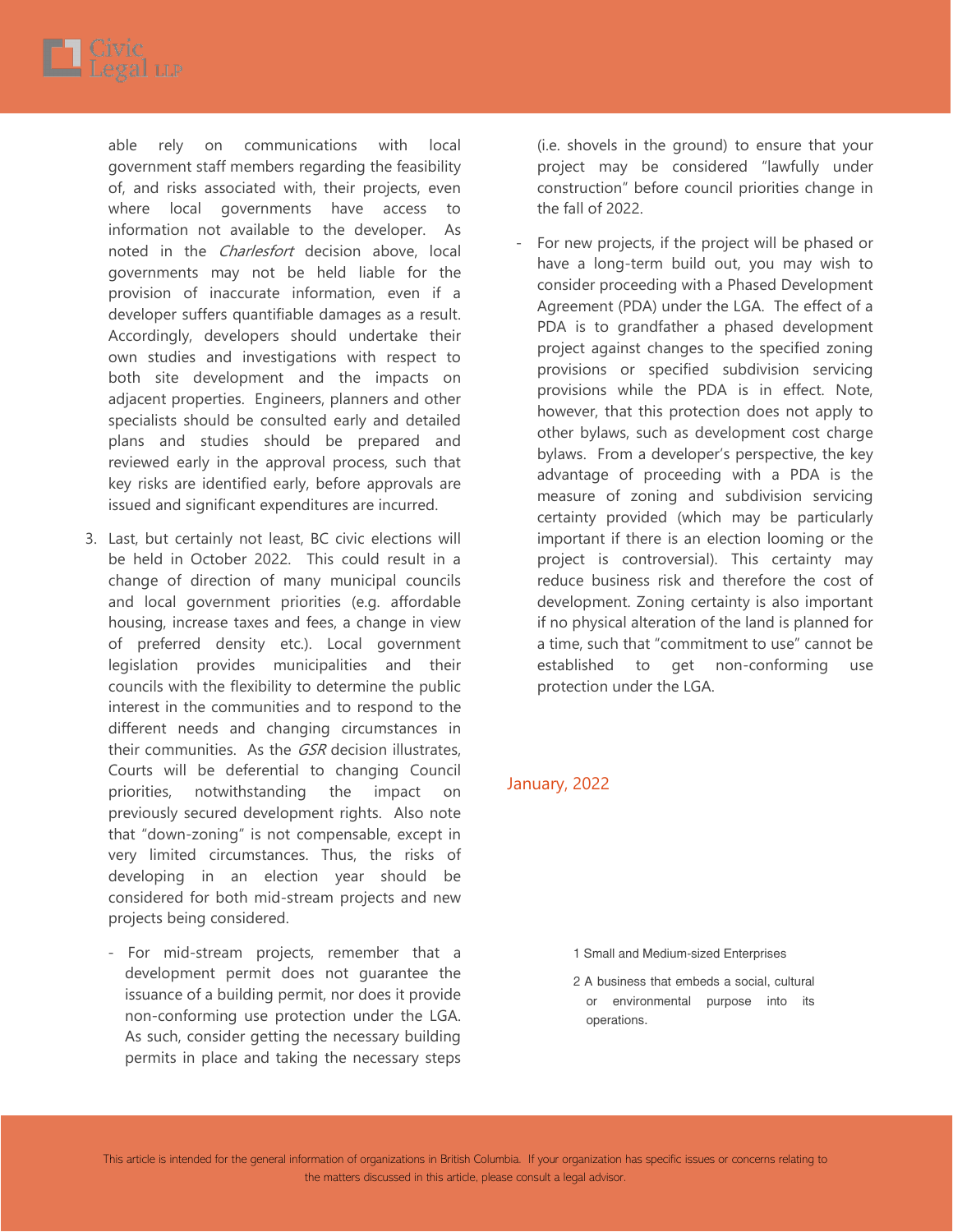able rely on communications with local government staff members regarding the feasibility of, and risks associated with, their projects, even where local governments have access to information not available to the developer. As noted in the *Charlesfort* decision above, local governments may not be held liable for the provision of inaccurate information, even if a developer suffers quantifiable damages as a result. Accordingly, developers should undertake their own studies and investigations with respect to both site development and the impacts on adjacent properties. Engineers, planners and other specialists should be consulted early and detailed plans and studies should be prepared and reviewed early in the approval process, such that key risks are identified early, before approvals are issued and significant expenditures are incurred.

3. Last, but certainly not least, BC civic elections will be held in October 2022. This could result in a change of direction of many municipal councils and local government priorities (e.g. affordable housing, increase taxes and fees, a change in view of preferred density etc.). Local government legislation provides municipalities and their councils with the flexibility to determine the public interest in the communities and to respond to the different needs and changing circumstances in their communities. As the *GSR* decision illustrates, Courts will be deferential to changing Council priorities, notwithstanding the impact on previously secured development rights. Also note that "down-zoning" is not compensable, except in very limited circumstances. Thus, the risks of developing in an election year should be considered for both mid-stream projects and new projects being considered.

   - For mid-stream projects, remember that a development permit does not guarantee the issuance of a building permit, nor does it provide non-conforming use protection under the LGA. As such, consider getting the necessary building permits in place and taking the necessary steps (i.e. shovels in the ground) to ensure that your project may be considered "lawfully under construction" before council priorities change in the fall of 2022.
   - For new projects, if the project will be phased or have a long-term build out, you may wish to consider proceeding with a Phased Development Agreement (PDA) under the LGA. The effect of a PDA is to grandfather a phased development project against changes to the specified zoning provisions or specified subdivision servicing provisions while the PDA is in effect. Note, however, that this protection does not apply to other bylaws, such as development cost charge bylaws. From a developer's perspective, the key advantage of proceeding with a PDA is the measure of zoning and subdivision servicing certainty provided (which may be particularly important if there is an election looming or the project is controversial). This certainty may reduce business risk and therefore the cost of development. Zoning certainty is also important if no physical alteration of the land is planned for a time, such that "commitment to use" cannot be established to get non-conforming use protection under the LGA.

January, 2022

1 Small and Medium-sized Enterprises

2 A business that embeds a social, cultural or environmental purpose into its operations.

This article is intended for the general information of organizations in British Columbia. If your organization has specific issues or concerns relating to the matters discussed in this article, please consult a legal advisor.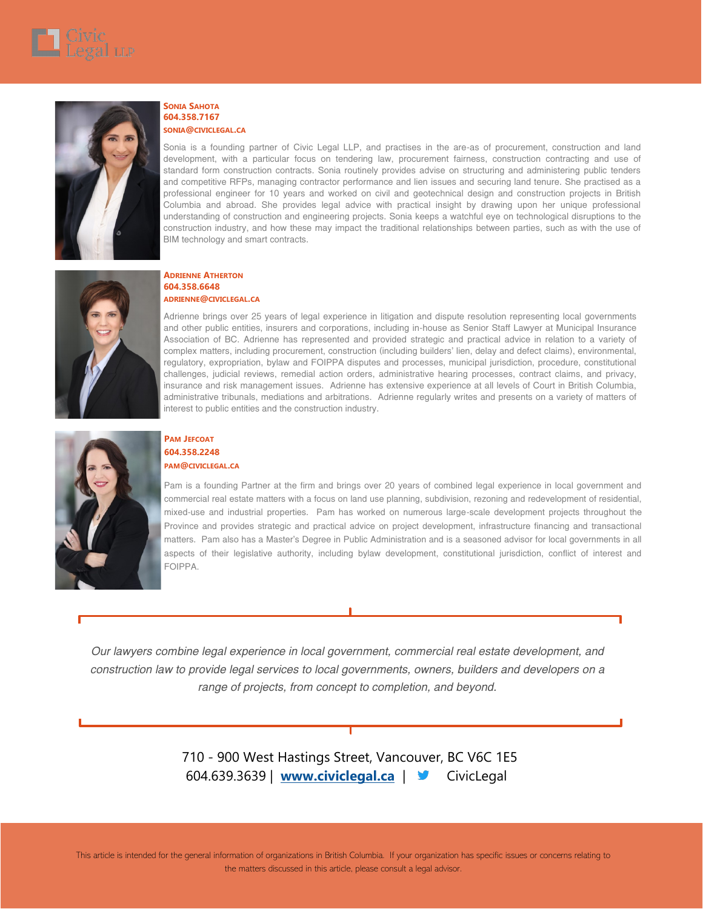**Sonia Sahota**
**604.358.7167**
**sonia@civiclegal.ca**

Sonia is a founding partner of Civic Legal LLP, and practises in the are-as of procurement, construction and land development, with a particular focus on tendering law, procurement fairness, construction contracting and use of standard form construction contracts. Sonia routinely provides advise on structuring and administering public tenders and competitive RFPs, managing contractor performance and lien issues and securing land tenure. She practised as a professional engineer for 10 years and worked on civil and geotechnical design and construction projects in British Columbia and abroad. She provides legal advice with practical insight by drawing upon her unique professional understanding of construction and engineering projects. Sonia keeps a watchful eye on technological disruptions to the construction industry, and how these may impact the traditional relationships between parties, such as with the use of BIM technology and smart contracts.

**Adrienne Atherton**
**604.358.6648**
**adrienne@civiclegal.ca**

Adrienne brings over 25 years of legal experience in litigation and dispute resolution representing local governments and other public entities, insurers and corporations, including in-house as Senior Staff Lawyer at Municipal Insurance Association of BC. Adrienne has represented and provided strategic and practical advice in relation to a variety of complex matters, including procurement, construction (including builders' lien, delay and defect claims), environmental, regulatory, expropriation, bylaw and FOIPPA disputes and processes, municipal jurisdiction, procedure, constitutional challenges, judicial reviews, remedial action orders, administrative hearing processes, contract claims, and privacy, insurance and risk management issues. Adrienne has extensive experience at all levels of Court in British Columbia, administrative tribunals, mediations and arbitrations. Adrienne regularly writes and presents on a variety of matters of interest to public entities and the construction industry.

**Pam Jefcoat**
**604.358.2248**
**pam@civiclegal.ca**

Pam is a founding Partner at the firm and brings over 20 years of combined legal experience in local government and commercial real estate matters with a focus on land use planning, subdivision, rezoning and redevelopment of residential, mixed-use and industrial properties. Pam has worked on numerous large-scale development projects throughout the Province and provides strategic and practical advice on project development, infrastructure financing and transactional matters. Pam also has a Master's Degree in Public Administration and is a seasoned advisor for local governments in all aspects of their legislative authority, including bylaw development, constitutional jurisdiction, conflict of interest and FOIPPA.

*Our lawyers combine legal experience in local government, commercial real estate development, and construction law to provide legal services to local governments, owners, builders and developers on a range of projects, from concept to completion, and beyond.*

710 - 900 West Hastings Street, Vancouver, BC V6C 1E5
604.639.3639 | **www.civiclegal.ca** | CivicLegal

This article is intended for the general information of organizations in British Columbia. If your organization has specific issues or concerns relating to the matters discussed in this article, please consult a legal advisor.